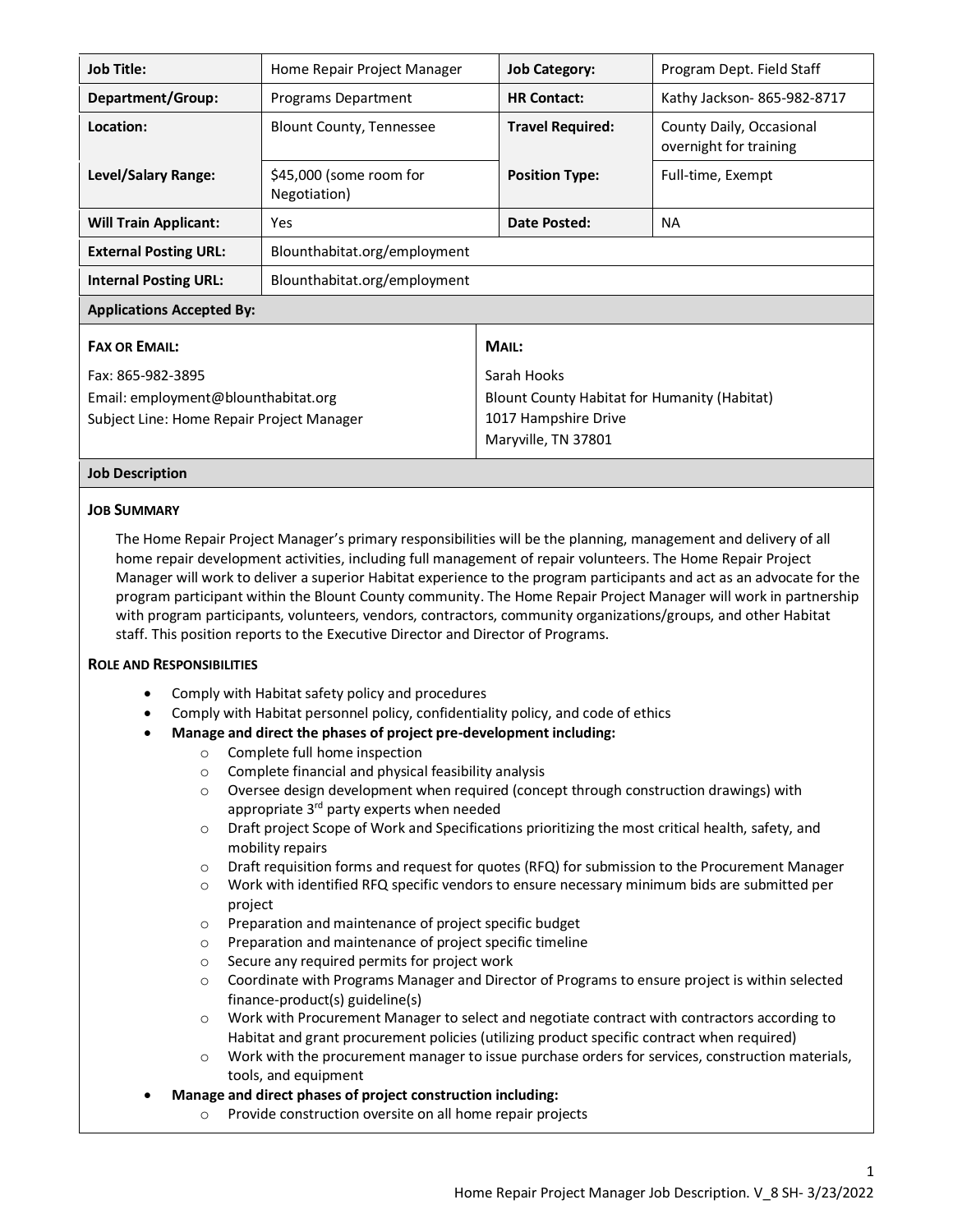| Job Title: | Home Repair Project Manager | Job Category: | Program Dept. Field Staff |
|---|---|---|---|
| Department/Group: | Programs Department | HR Contact: | Kathy Jackson- 865-982-8717 |
| Location: | Blount County, Tennessee | Travel Required: | County Daily, Occasional overnight for training |
| Level/Salary Range: | $45,000 (some room for Negotiation) | Position Type: | Full-time, Exempt |
| Will Train Applicant: | Yes | Date Posted: | NA |
| External Posting URL: | Blounthabitat.org/employment | | |
| Internal Posting URL: | Blounthabitat.org/employment | | |

**Applications Accepted By:**

**FAX OR EMAIL:**

Fax: 865-982-3895
Email: employment@blounthabitat.org
Subject Line: Home Repair Project Manager

**MAIL:**

Sarah Hooks
Blount County Habitat for Humanity (Habitat)
1017 Hampshire Drive
Maryville, TN 37801

## Job Description

### JOB SUMMARY

The Home Repair Project Manager's primary responsibilities will be the planning, management and delivery of all home repair development activities, including full management of repair volunteers. The Home Repair Project Manager will work to deliver a superior Habitat experience to the program participants and act as an advocate for the program participant within the Blount County community. The Home Repair Project Manager will work in partnership with program participants, volunteers, vendors, contractors, community organizations/groups, and other Habitat staff. This position reports to the Executive Director and Director of Programs.

### ROLE AND RESPONSIBILITIES

- Comply with Habitat safety policy and procedures
- Comply with Habitat personnel policy, confidentiality policy, and code of ethics
- **Manage and direct the phases of project pre-development including:**
  - Complete full home inspection
  - Complete financial and physical feasibility analysis
  - Oversee design development when required (concept through construction drawings) with appropriate 3rd party experts when needed
  - Draft project Scope of Work and Specifications prioritizing the most critical health, safety, and mobility repairs
  - Draft requisition forms and request for quotes (RFQ) for submission to the Procurement Manager
  - Work with identified RFQ specific vendors to ensure necessary minimum bids are submitted per project
  - Preparation and maintenance of project specific budget
  - Preparation and maintenance of project specific timeline
  - Secure any required permits for project work
  - Coordinate with Programs Manager and Director of Programs to ensure project is within selected finance-product(s) guideline(s)
  - Work with Procurement Manager to select and negotiate contract with contractors according to Habitat and grant procurement policies (utilizing product specific contract when required)
  - Work with the procurement manager to issue purchase orders for services, construction materials, tools, and equipment
- **Manage and direct phases of project construction including:**
  - Provide construction oversite on all home repair projects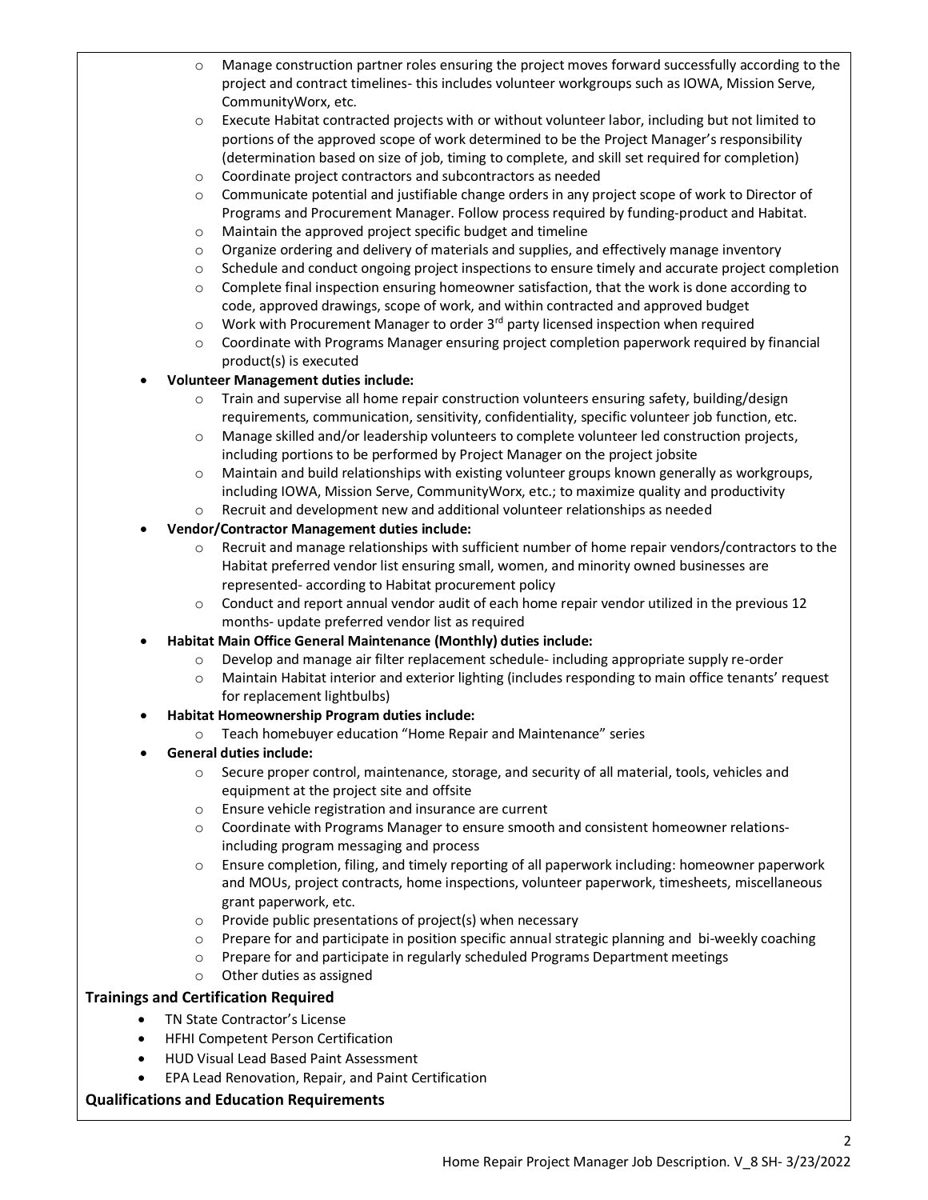- Manage construction partner roles ensuring the project moves forward successfully according to the project and contract timelines- this includes volunteer workgroups such as IOWA, Mission Serve, CommunityWorx, etc.
    - Execute Habitat contracted projects with or without volunteer labor, including but not limited to portions of the approved scope of work determined to be the Project Manager's responsibility (determination based on size of job, timing to complete, and skill set required for completion)
    - Coordinate project contractors and subcontractors as needed
    - Communicate potential and justifiable change orders in any project scope of work to Director of Programs and Procurement Manager. Follow process required by funding-product and Habitat.
    - Maintain the approved project specific budget and timeline
    - Organize ordering and delivery of materials and supplies, and effectively manage inventory
    - Schedule and conduct ongoing project inspections to ensure timely and accurate project completion
    - Complete final inspection ensuring homeowner satisfaction, that the work is done according to code, approved drawings, scope of work, and within contracted and approved budget
    - Work with Procurement Manager to order 3rd party licensed inspection when required
    - Coordinate with Programs Manager ensuring project completion paperwork required by financial product(s) is executed
- **Volunteer Management duties include:**
    - Train and supervise all home repair construction volunteers ensuring safety, building/design requirements, communication, sensitivity, confidentiality, specific volunteer job function, etc.
    - Manage skilled and/or leadership volunteers to complete volunteer led construction projects, including portions to be performed by Project Manager on the project jobsite
    - Maintain and build relationships with existing volunteer groups known generally as workgroups, including IOWA, Mission Serve, CommunityWorx, etc.; to maximize quality and productivity
    - Recruit and development new and additional volunteer relationships as needed
- **Vendor/Contractor Management duties include:**
    - Recruit and manage relationships with sufficient number of home repair vendors/contractors to the Habitat preferred vendor list ensuring small, women, and minority owned businesses are represented- according to Habitat procurement policy
    - Conduct and report annual vendor audit of each home repair vendor utilized in the previous 12 months- update preferred vendor list as required
- **Habitat Main Office General Maintenance (Monthly) duties include:**
    - Develop and manage air filter replacement schedule- including appropriate supply re-order
    - Maintain Habitat interior and exterior lighting (includes responding to main office tenants' request for replacement lightbulbs)
- **Habitat Homeownership Program duties include:**
    - Teach homebuyer education "Home Repair and Maintenance" series
- **General duties include:**
    - Secure proper control, maintenance, storage, and security of all material, tools, vehicles and equipment at the project site and offsite
    - Ensure vehicle registration and insurance are current
    - Coordinate with Programs Manager to ensure smooth and consistent homeowner relations- including program messaging and process
    - Ensure completion, filing, and timely reporting of all paperwork including: homeowner paperwork and MOUs, project contracts, home inspections, volunteer paperwork, timesheets, miscellaneous grant paperwork, etc.
    - Provide public presentations of project(s) when necessary
    - Prepare for and participate in position specific annual strategic planning and bi-weekly coaching
    - Prepare for and participate in regularly scheduled Programs Department meetings
    - Other duties as assigned

## Trainings and Certification Required

- TN State Contractor's License
- HFHI Competent Person Certification
- HUD Visual Lead Based Paint Assessment
- EPA Lead Renovation, Repair, and Paint Certification

## Qualifications and Education Requirements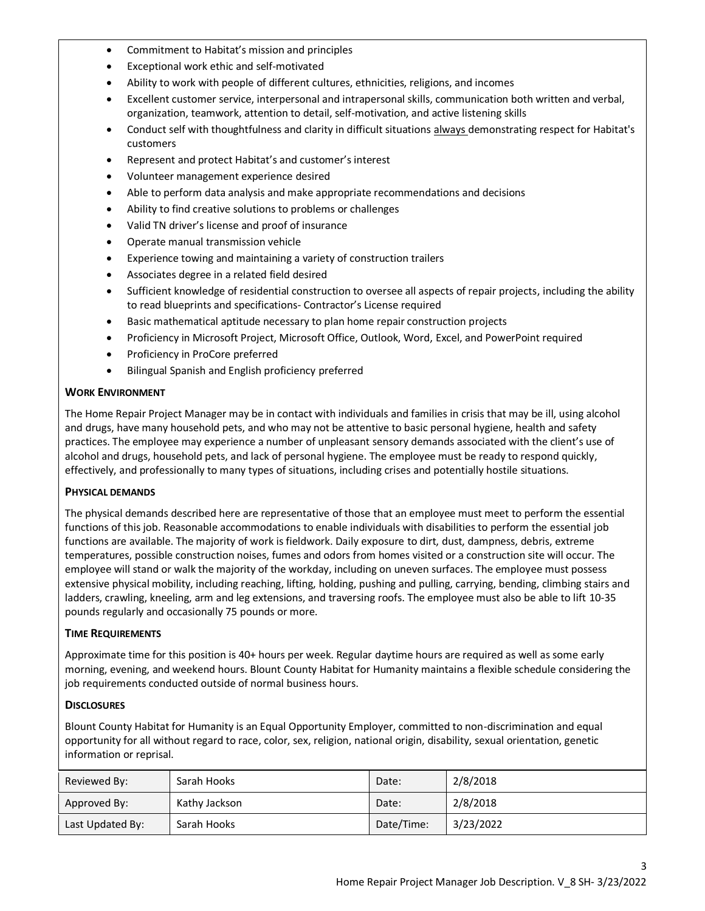- Commitment to Habitat's mission and principles
- Exceptional work ethic and self-motivated
- Ability to work with people of different cultures, ethnicities, religions, and incomes
- Excellent customer service, interpersonal and intrapersonal skills, communication both written and verbal, organization, teamwork, attention to detail, self-motivation, and active listening skills
- Conduct self with thoughtfulness and clarity in difficult situations always demonstrating respect for Habitat's customers
- Represent and protect Habitat's and customer's interest
- Volunteer management experience desired
- Able to perform data analysis and make appropriate recommendations and decisions
- Ability to find creative solutions to problems or challenges
- Valid TN driver's license and proof of insurance
- Operate manual transmission vehicle
- Experience towing and maintaining a variety of construction trailers
- Associates degree in a related field desired
- Sufficient knowledge of residential construction to oversee all aspects of repair projects, including the ability to read blueprints and specifications- Contractor's License required
- Basic mathematical aptitude necessary to plan home repair construction projects
- Proficiency in Microsoft Project, Microsoft Office, Outlook, Word, Excel, and PowerPoint required
- Proficiency in ProCore preferred
- Bilingual Spanish and English proficiency preferred

**WORK ENVIRONMENT**

The Home Repair Project Manager may be in contact with individuals and families in crisis that may be ill, using alcohol and drugs, have many household pets, and who may not be attentive to basic personal hygiene, health and safety practices. The employee may experience a number of unpleasant sensory demands associated with the client's use of alcohol and drugs, household pets, and lack of personal hygiene. The employee must be ready to respond quickly, effectively, and professionally to many types of situations, including crises and potentially hostile situations.

**PHYSICAL DEMANDS**

The physical demands described here are representative of those that an employee must meet to perform the essential functions of this job. Reasonable accommodations to enable individuals with disabilities to perform the essential job functions are available. The majority of work is fieldwork. Daily exposure to dirt, dust, dampness, debris, extreme temperatures, possible construction noises, fumes and odors from homes visited or a construction site will occur. The employee will stand or walk the majority of the workday, including on uneven surfaces. The employee must possess extensive physical mobility, including reaching, lifting, holding, pushing and pulling, carrying, bending, climbing stairs and ladders, crawling, kneeling, arm and leg extensions, and traversing roofs. The employee must also be able to lift 10-35 pounds regularly and occasionally 75 pounds or more.

**TIME REQUIREMENTS**

Approximate time for this position is 40+ hours per week. Regular daytime hours are required as well as some early morning, evening, and weekend hours. Blount County Habitat for Humanity maintains a flexible schedule considering the job requirements conducted outside of normal business hours.

**DISCLOSURES**

Blount County Habitat for Humanity is an Equal Opportunity Employer, committed to non-discrimination and equal opportunity for all without regard to race, color, sex, religion, national origin, disability, sexual orientation, genetic information or reprisal.

| | | | |
|---|---|---|---|
| Reviewed By: | Sarah Hooks | Date: | 2/8/2018 |
| Approved By: | Kathy Jackson | Date: | 2/8/2018 |
| Last Updated By: | Sarah Hooks | Date/Time: | 3/23/2022 |

Home Repair Project Manager Job Description. V_8 SH- 3/23/2022